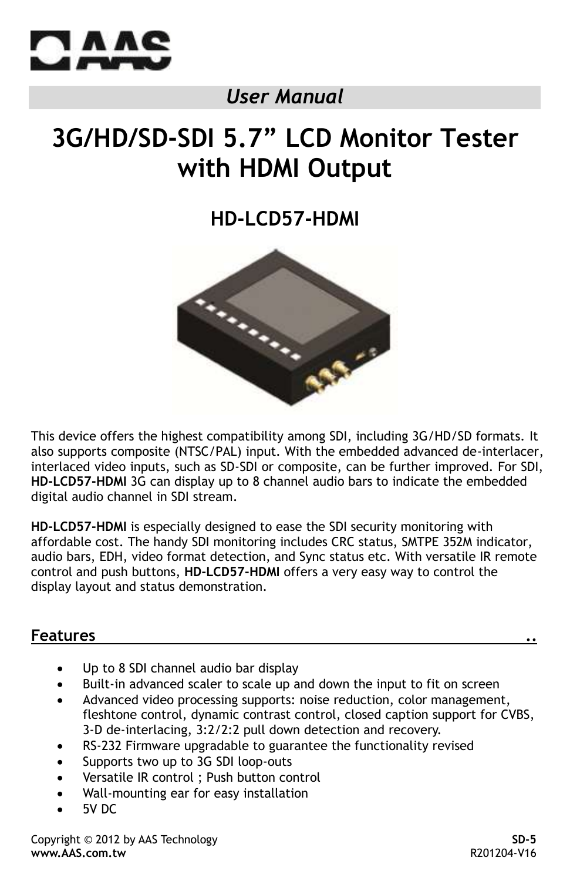*User Manual*

# 3G/HD/SD-SDI 5.7" LCD Monitor Tester with HDMI Output

## HD-LCD57-HDMI

This device offers the highest compatibility among SDI, including 3G/HD/SD formats. It also supports composite (NTSC/PAL) input. With the embedded advanced de-interlacer, interlaced video inputs, such as SD-SDI or composite, can be further improved. For SDI, **HD-LCD57-HDMI** 3G can display up to 8 channel audio bars to indicate the embedded digital audio channel in SDI stream.

**HD-LCD57-HDMI** is especially designed to ease the SDI security monitoring with affordable cost. The handy SDI monitoring includes CRC status, SMTPE 352M indicator, audio bars, EDH, video format detection, and Sync status etc. With versatile IR remote control and push buttons, **HD-LCD57-HDMI** offers a very easy way to control the display layout and status demonstration.

## Features

- Up to 8 SDI channel audio bar display
- Built-in advanced scaler to scale up and down the input to fit on screen
- Advanced video processing supports: noise reduction, color management, fleshtone control, dynamic contrast control, closed caption support for CVBS, 3-D de-interlacing, 3:2/2:2 pull down detection and recovery.
- RS-232 Firmware upgradable to guarantee the functionality revised
- Supports two up to 3G SDI loop-outs
- Versatile IR control ; Push button control
- Wall-mounting ear for easy installation
- 5V DC

Copyright © 2012 by AAS Technology
www.AAS.com.tw

SD-5
R201204-V16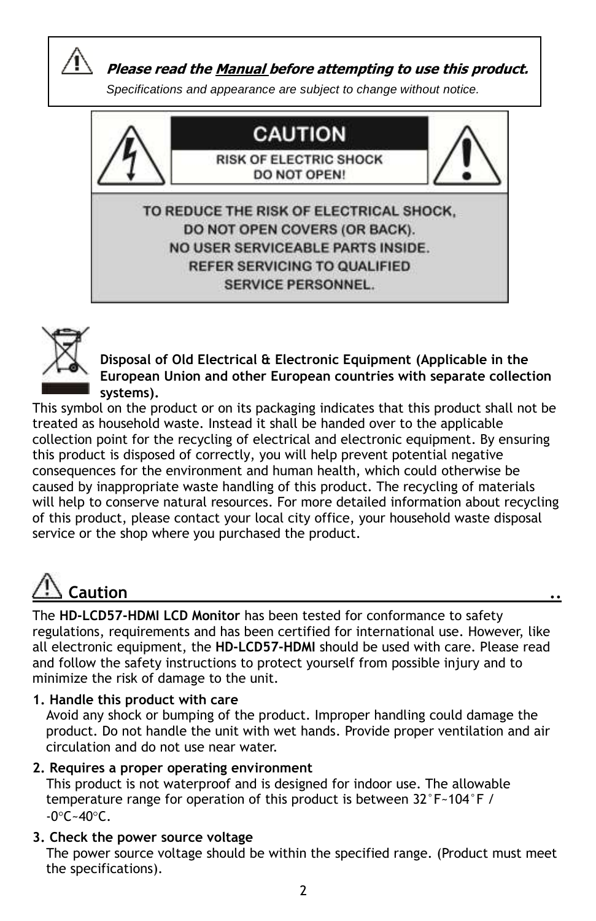***Please read the Manual before attempting to use this product.***

*Specifications and appearance are subject to change without notice.*

**CAUTION**

RISK OF ELECTRIC SHOCK
DO NOT OPEN!

TO REDUCE THE RISK OF ELECTRICAL SHOCK,
DO NOT OPEN COVERS (OR BACK).
NO USER SERVICEABLE PARTS INSIDE.
REFER SERVICING TO QUALIFIED
SERVICE PERSONNEL.

**Disposal of Old Electrical & Electronic Equipment (Applicable in the European Union and other European countries with separate collection systems).**

This symbol on the product or on its packaging indicates that this product shall not be treated as household waste. Instead it shall be handed over to the applicable collection point for the recycling of electrical and electronic equipment. By ensuring this product is disposed of correctly, you will help prevent potential negative consequences for the environment and human health, which could otherwise be caused by inappropriate waste handling of this product. The recycling of materials will help to conserve natural resources. For more detailed information about recycling of this product, please contact your local city office, your household waste disposal service or the shop where you purchased the product.

## Caution

The **HD-LCD57-HDMI LCD Monitor** has been tested for conformance to safety regulations, requirements and has been certified for international use. However, like all electronic equipment, the **HD-LCD57-HDMI** should be used with care. Please read and follow the safety instructions to protect yourself from possible injury and to minimize the risk of damage to the unit.

**1. Handle this product with care**
Avoid any shock or bumping of the product. Improper handling could damage the product. Do not handle the unit with wet hands. Provide proper ventilation and air circulation and do not use near water.

**2. Requires a proper operating environment**
This product is not waterproof and is designed for indoor use. The allowable temperature range for operation of this product is between 32°F~104°F / -0°C~40°C.

**3. Check the power source voltage**
The power source voltage should be within the specified range. (Product must meet the specifications).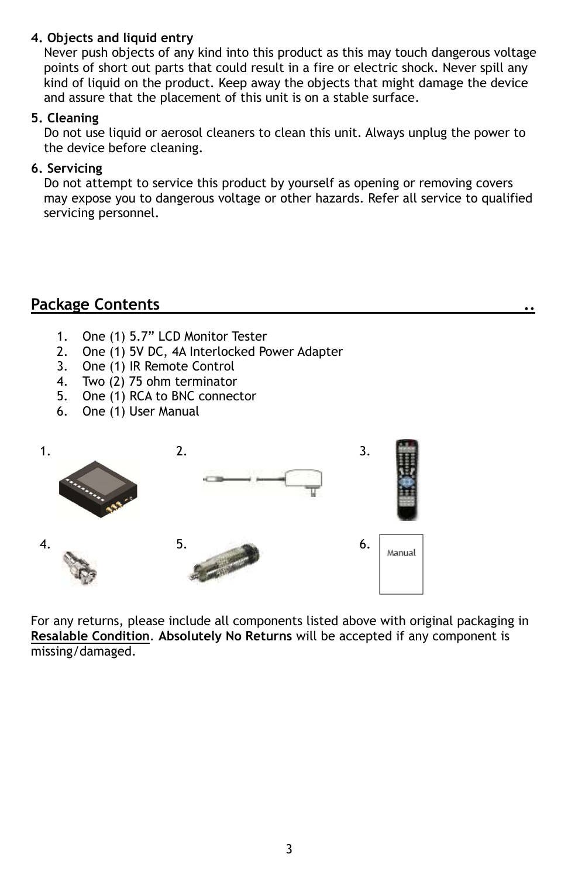**4. Objects and liquid entry**
Never push objects of any kind into this product as this may touch dangerous voltage points of short out parts that could result in a fire or electric shock. Never spill any kind of liquid on the product. Keep away the objects that might damage the device and assure that the placement of this unit is on a stable surface.

**5. Cleaning**
Do not use liquid or aerosol cleaners to clean this unit. Always unplug the power to the device before cleaning.

**6. Servicing**
Do not attempt to service this product by yourself as opening or removing covers may expose you to dangerous voltage or other hazards. Refer all service to qualified servicing personnel.

## Package Contents

1. One (1) 5.7" LCD Monitor Tester
2. One (1) 5V DC, 4A Interlocked Power Adapter
3. One (1) IR Remote Control
4. Two (2) 75 ohm terminator
5. One (1) RCA to BNC connector
6. One (1) User Manual

1. 2. 3.

4. 5. 6. Manual

For any returns, please include all components listed above with original packaging in **Resalable Condition**. **Absolutely No Returns** will be accepted if any component is missing/damaged.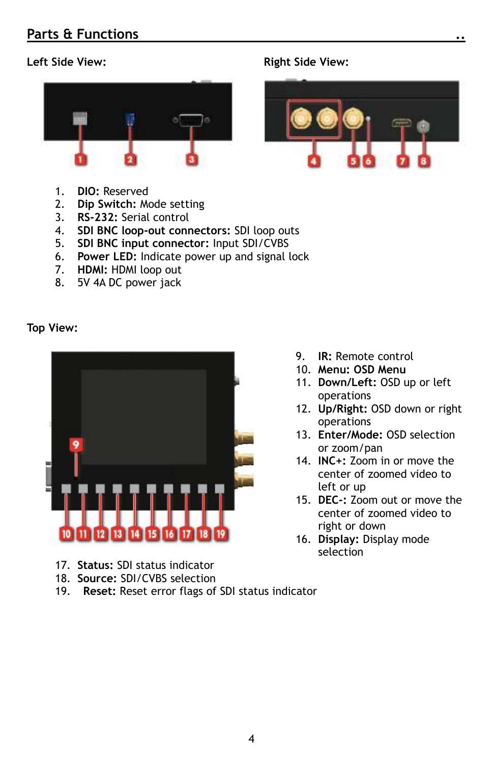## Parts & Functions

**Left Side View:**

**Right Side View:**

1. **DIO:** Reserved
2. **Dip Switch:** Mode setting
3. **RS-232:** Serial control
4. **SDI BNC loop-out connectors:** SDI loop outs
5. **SDI BNC input connector:** Input SDI/CVBS
6. **Power LED:** Indicate power up and signal lock
7. **HDMI:** HDMI loop out
8. 5V 4A DC power jack

**Top View:**

9. **IR:** Remote control
10. **Menu: OSD Menu**
11. **Down/Left:** OSD up or left operations
12. **Up/Right:** OSD down or right operations
13. **Enter/Mode:** OSD selection or zoom/pan
14. **INC+:** Zoom in or move the center of zoomed video to left or up
15. **DEC-:** Zoom out or move the center of zoomed video to right or down
16. **Display:** Display mode selection
17. **Status:** SDI status indicator
18. **Source:** SDI/CVBS selection
19. **Reset:** Reset error flags of SDI status indicator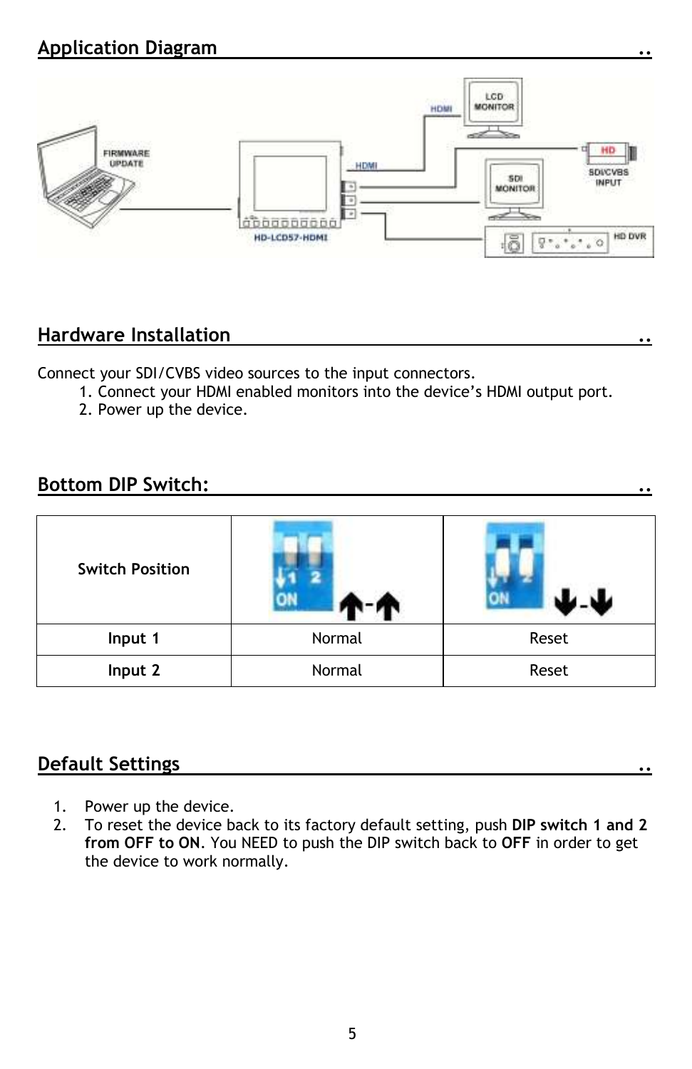## Application Diagram

## Hardware Installation

Connect your SDI/CVBS video sources to the input connectors.

1. Connect your HDMI enabled monitors into the device's HDMI output port.
2. Power up the device.

## Bottom DIP Switch:

| Switch Position | ↑-↑ | ↓-↓ |
|---|---|---|
| **Input 1** | Normal | Reset |
| **Input 2** | Normal | Reset |

## Default Settings

1. Power up the device.
2. To reset the device back to its factory default setting, push **DIP switch 1 and 2 from OFF to ON**. You NEED to push the DIP switch back to **OFF** in order to get the device to work normally.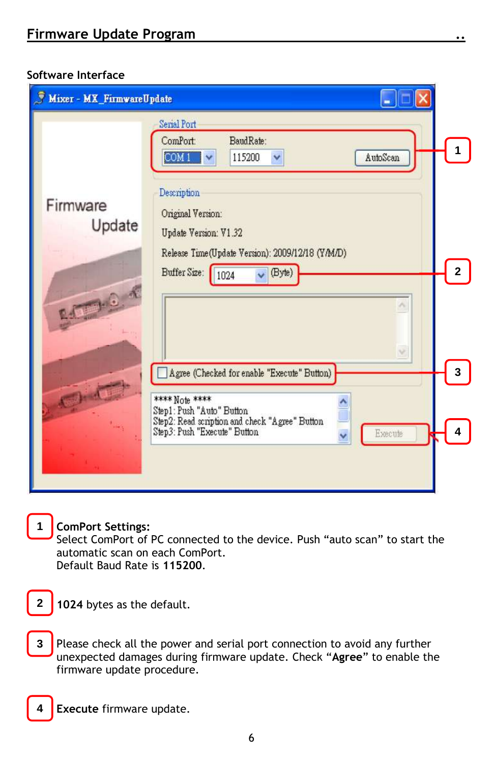## Firmware Update Program

### Software Interface

**1** **ComPort Settings:**
Select ComPort of PC connected to the device. Push "auto scan" to start the automatic scan on each ComPort.
Default Baud Rate is **115200**.

**2** **1024** bytes as the default.

**3** Please check all the power and serial port connection to avoid any further unexpected damages during firmware update. Check "**Agree**" to enable the firmware update procedure.

**4** **Execute** firmware update.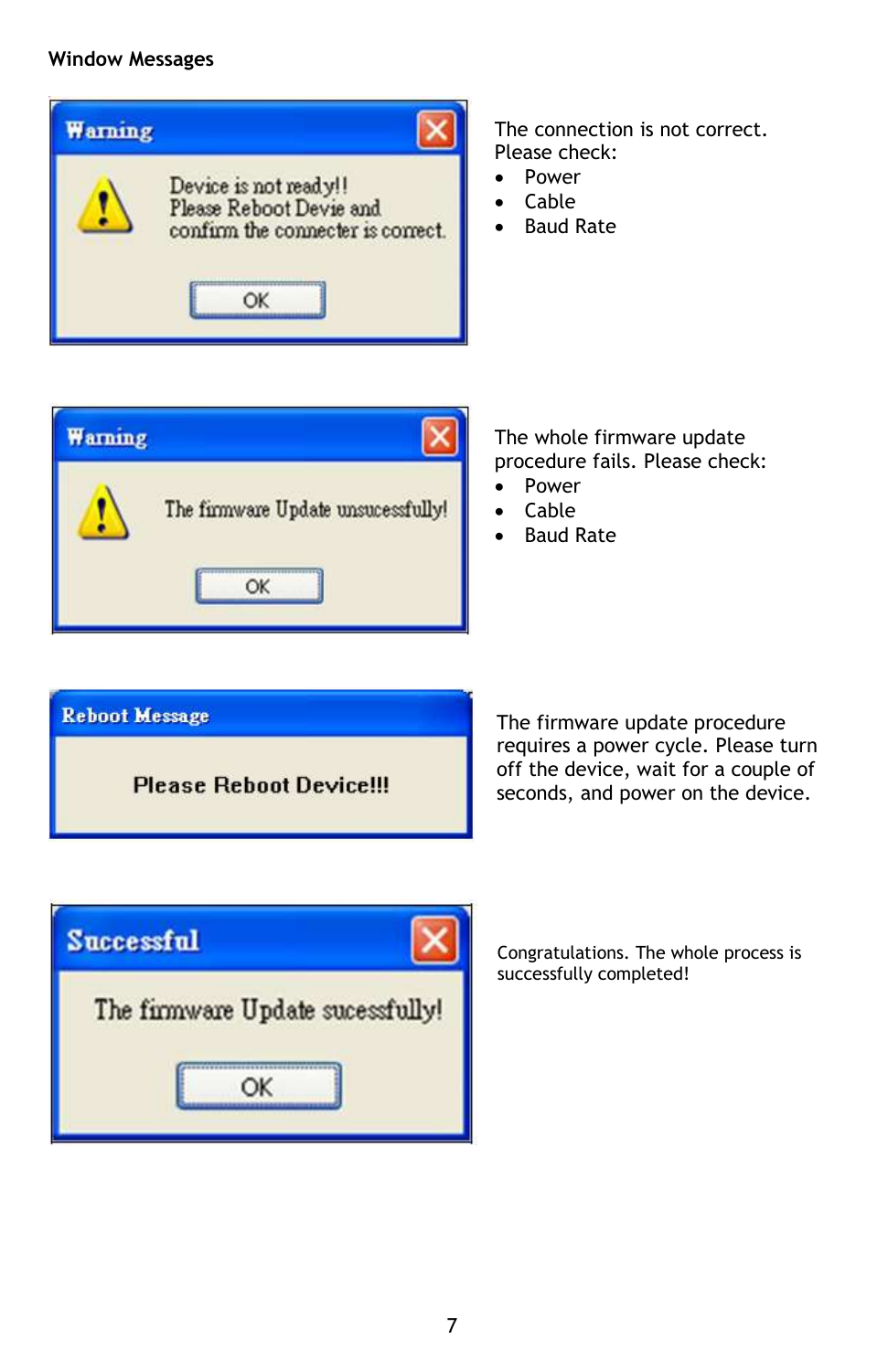## Window Messages

**Warning**

Device is not ready!!
Please Reboot Devie and confirm the connecter is correct.

OK

The connection is not correct. Please check:

- Power
- Cable
- Baud Rate

**Warning**

The firmware Update unsucessfully!

OK

The whole firmware update procedure fails. Please check:

- Power
- Cable
- Baud Rate

**Reboot Message**

Please Reboot Device!!!

The firmware update procedure requires a power cycle. Please turn off the device, wait for a couple of seconds, and power on the device.

**Successful**

The firmware Update sucessfully!

OK

Congratulations. The whole process is successfully completed!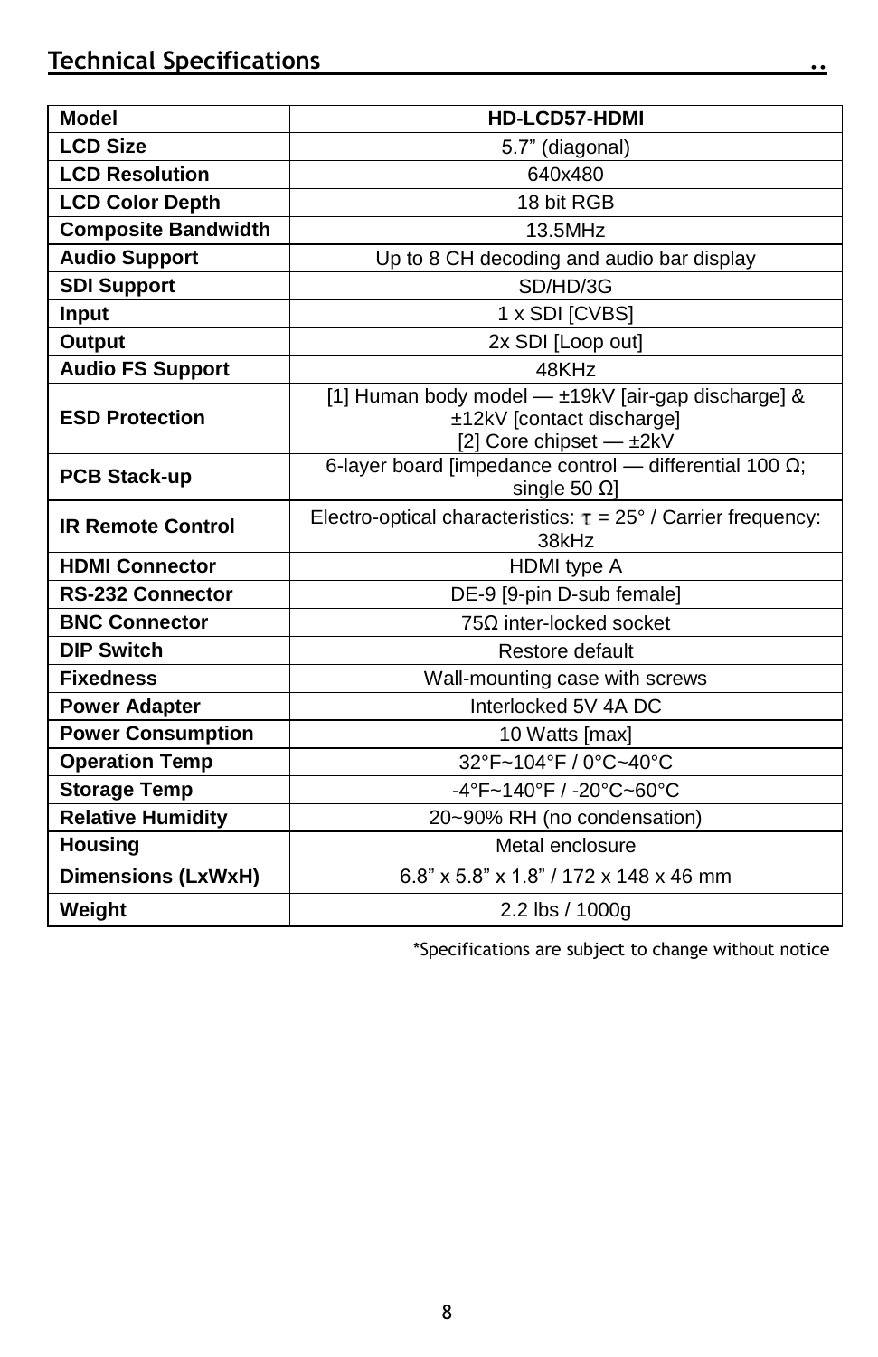## Technical Specifications

| Model | HD-LCD57-HDMI |
|---|---|
| LCD Size | 5.7” (diagonal) |
| LCD Resolution | 640x480 |
| LCD Color Depth | 18 bit RGB |
| Composite Bandwidth | 13.5MHz |
| Audio Support | Up to 8 CH decoding and audio bar display |
| SDI Support | SD/HD/3G |
| Input | 1 x SDI [CVBS] |
| Output | 2x SDI [Loop out] |
| Audio FS Support | 48KHz |
| ESD Protection | [1] Human body model — ±19kV [air-gap discharge] & ±12kV [contact discharge]<br>[2] Core chipset — ±2kV |
| PCB Stack-up | 6-layer board [impedance control — differential 100 Ω; single 50 Ω] |
| IR Remote Control | Electro-optical characteristics: $\tau$ = 25° / Carrier frequency: 38kHz |
| HDMI Connector | HDMI type A |
| RS-232 Connector | DE-9 [9-pin D-sub female] |
| BNC Connector | 75Ω inter-locked socket |
| DIP Switch | Restore default |
| Fixedness | Wall-mounting case with screws |
| Power Adapter | Interlocked 5V 4A DC |
| Power Consumption | 10 Watts [max] |
| Operation Temp | 32°F~104°F / 0°C~40°C |
| Storage Temp | -4°F~140°F / -20°C~60°C |
| Relative Humidity | 20~90% RH (no condensation) |
| Housing | Metal enclosure |
| Dimensions (LxWxH) | 6.8” x 5.8” x 1.8” / 172 x 148 x 46 mm |
| Weight | 2.2 lbs / 1000g |

*Specifications are subject to change without notice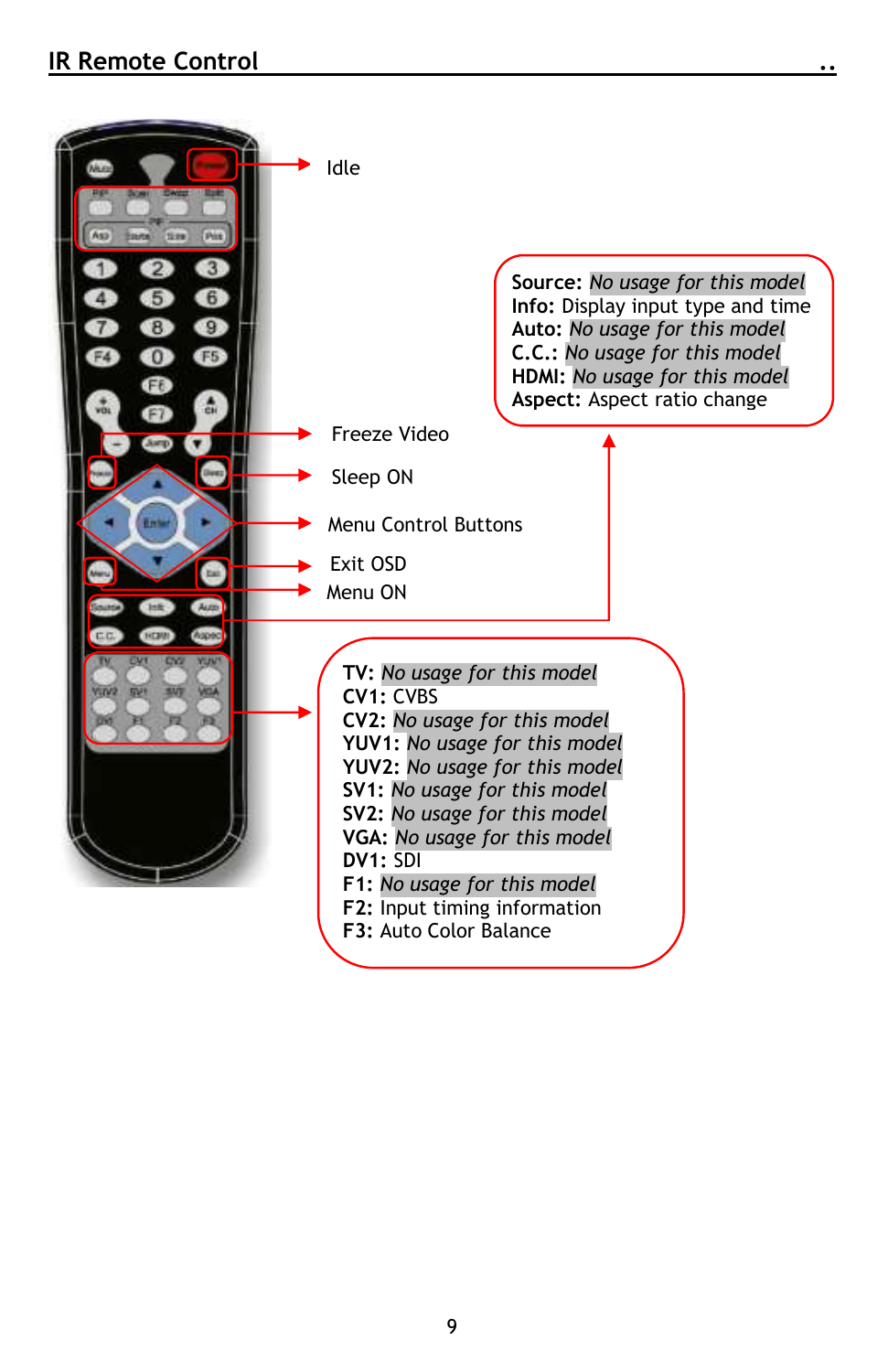## IR Remote Control

Idle

Freeze Video

Sleep ON

Menu Control Buttons

Exit OSD

Menu ON

**Source:** *No usage for this model*
**Info:** Display input type and time
**Auto:** *No usage for this model*
**C.C.:** *No usage for this model*
**HDMI:** *No usage for this model*
**Aspect:** Aspect ratio change

**TV:** *No usage for this model*
**CV1:** CVBS
**CV2:** *No usage for this model*
**YUV1:** *No usage for this model*
**YUV2:** *No usage for this model*
**SV1:** *No usage for this model*
**SV2:** *No usage for this model*
**VGA:** *No usage for this model*
**DV1:** SDI
**F1:** *No usage for this model*
**F2:** Input timing information
**F3:** Auto Color Balance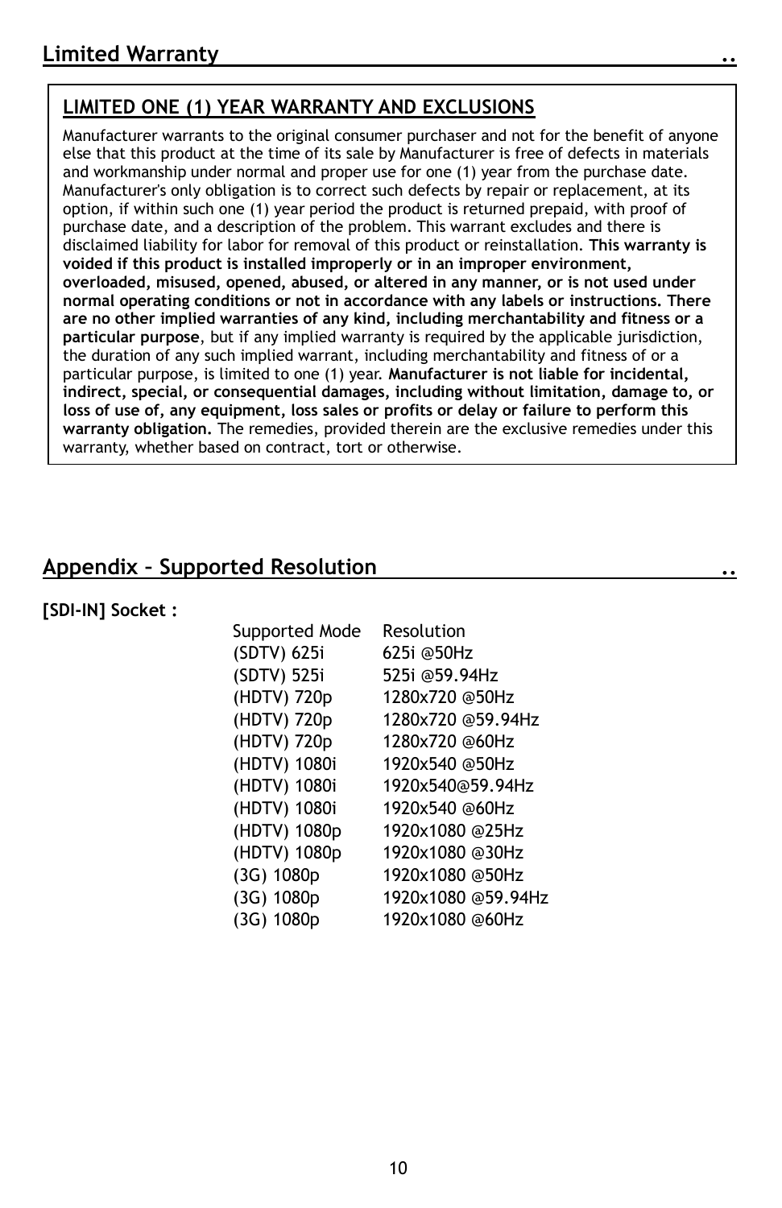## Limited Warranty

### LIMITED ONE (1) YEAR WARRANTY AND EXCLUSIONS

Manufacturer warrants to the original consumer purchaser and not for the benefit of anyone else that this product at the time of its sale by Manufacturer is free of defects in materials and workmanship under normal and proper use for one (1) year from the purchase date. Manufacturer's only obligation is to correct such defects by repair or replacement, at its option, if within such one (1) year period the product is returned prepaid, with proof of purchase date, and a description of the problem. This warrant excludes and there is disclaimed liability for labor for removal of this product or reinstallation. **This warranty is voided if this product is installed improperly or in an improper environment, overloaded, misused, opened, abused, or altered in any manner, or is not used under normal operating conditions or not in accordance with any labels or instructions. There are no other implied warranties of any kind, including merchantability and fitness or a particular purpose**, but if any implied warranty is required by the applicable jurisdiction, the duration of any such implied warrant, including merchantability and fitness of or a particular purpose, is limited to one (1) year. **Manufacturer is not liable for incidental, indirect, special, or consequential damages, including without limitation, damage to, or loss of use of, any equipment, loss sales or profits or delay or failure to perform this warranty obligation.** The remedies, provided therein are the exclusive remedies under this warranty, whether based on contract, tort or otherwise.

## Appendix – Supported Resolution

**[SDI-IN] Socket :**

| Supported Mode | Resolution |
|---|---|
| (SDTV) 625i | 625i @50Hz |
| (SDTV) 525i | 525i @59.94Hz |
| (HDTV) 720p | 1280x720 @50Hz |
| (HDTV) 720p | 1280x720 @59.94Hz |
| (HDTV) 720p | 1280x720 @60Hz |
| (HDTV) 1080i | 1920x540 @50Hz |
| (HDTV) 1080i | 1920x540@59.94Hz |
| (HDTV) 1080i | 1920x540 @60Hz |
| (HDTV) 1080p | 1920x1080 @25Hz |
| (HDTV) 1080p | 1920x1080 @30Hz |
| (3G) 1080p | 1920x1080 @50Hz |
| (3G) 1080p | 1920x1080 @59.94Hz |
| (3G) 1080p | 1920x1080 @60Hz |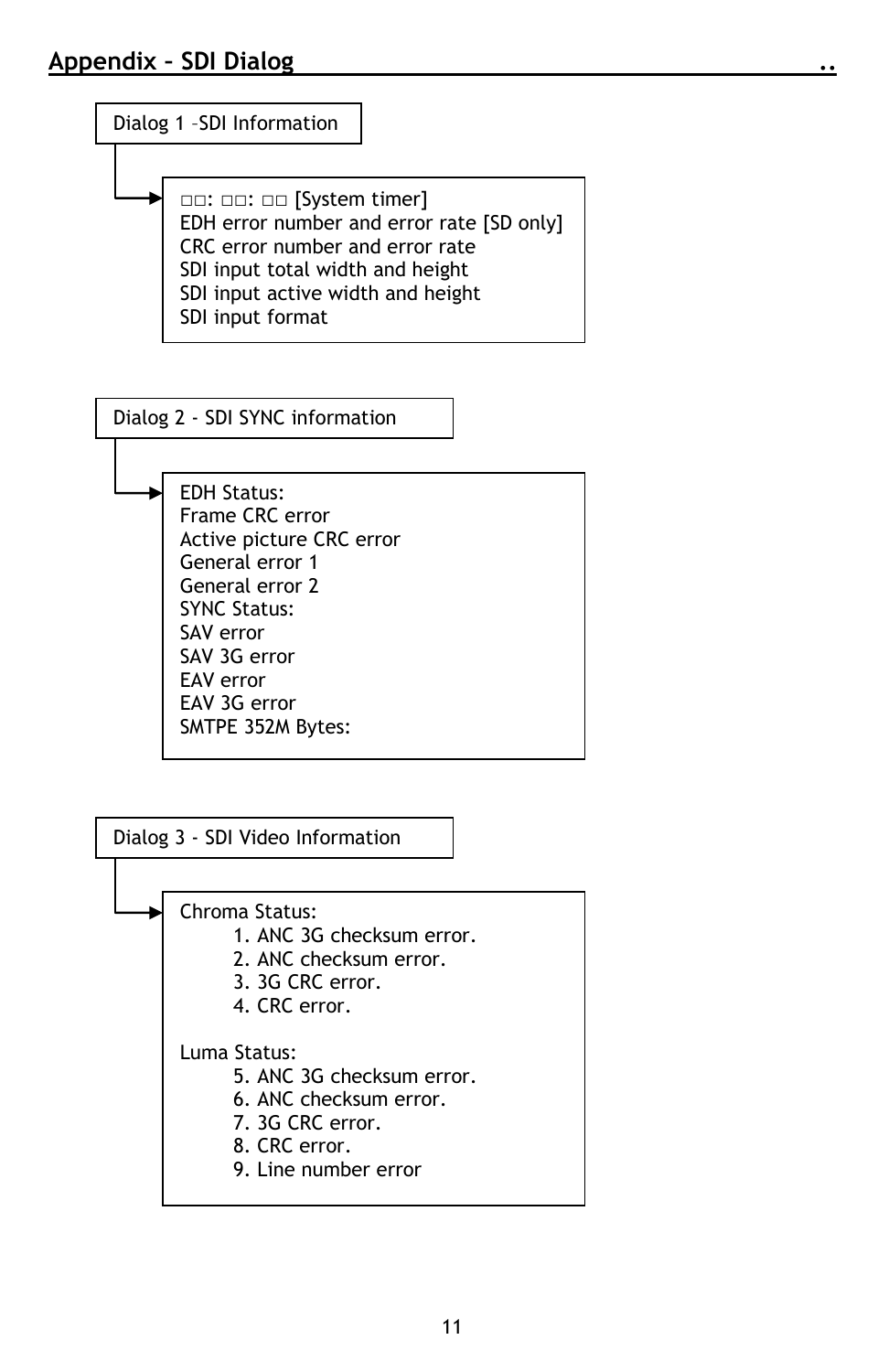## Appendix – SDI Dialog

Dialog 1 –SDI Information

- □□: □□: □□ [System timer]
- EDH error number and error rate [SD only]
- CRC error number and error rate
- SDI input total width and height
- SDI input active width and height
- SDI input format

Dialog 2 - SDI SYNC information

- EDH Status:
- Frame CRC error
- Active picture CRC error
- General error 1
- General error 2
- SYNC Status:
- SAV error
- SAV 3G error
- EAV error
- EAV 3G error
- SMTPE 352M Bytes:

Dialog 3 - SDI Video Information

Chroma Status:

1. ANC 3G checksum error.
2. ANC checksum error.
3. 3G CRC error.
4. CRC error.

Luma Status:

5. ANC 3G checksum error.
6. ANC checksum error.
7. 3G CRC error.
8. CRC error.
9. Line number error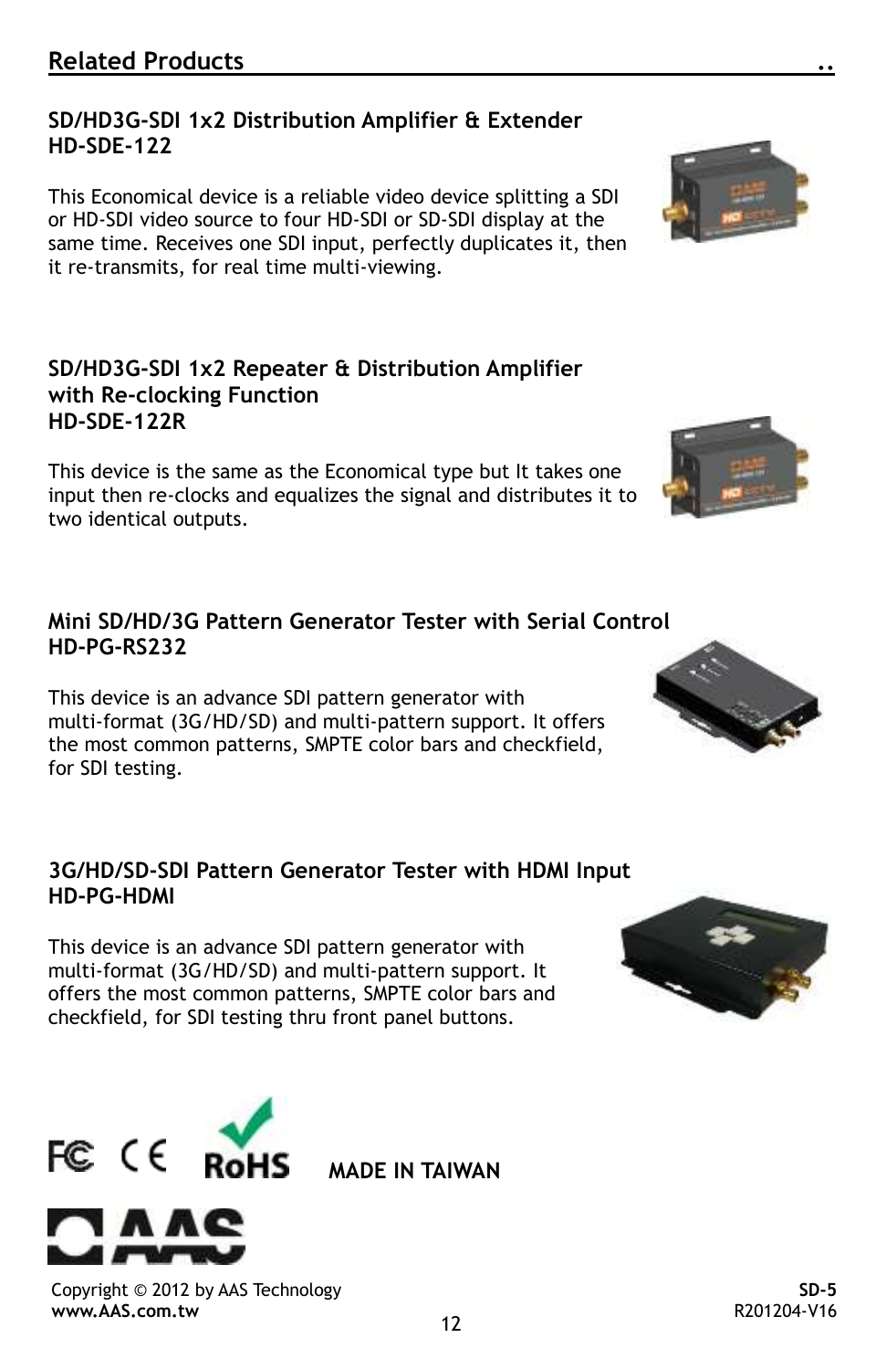## Related Products

### SD/HD3G-SDI 1x2 Distribution Amplifier & Extender
### HD-SDE-122

This Economical device is a reliable video device splitting a SDI or HD-SDI video source to four HD-SDI or SD-SDI display at the same time. Receives one SDI input, perfectly duplicates it, then it re-transmits, for real time multi-viewing.

### SD/HD3G-SDI 1x2 Repeater & Distribution Amplifier with Re-clocking Function
### HD-SDE-122R

This device is the same as the Economical type but It takes one input then re-clocks and equalizes the signal and distributes it to two identical outputs.

### Mini SD/HD/3G Pattern Generator Tester with Serial Control
### HD-PG-RS232

This device is an advance SDI pattern generator with multi-format (3G/HD/SD) and multi-pattern support. It offers the most common patterns, SMPTE color bars and checkfield, for SDI testing.

### 3G/HD/SD-SDI Pattern Generator Tester with HDMI Input
### HD-PG-HDMI

This device is an advance SDI pattern generator with multi-format (3G/HD/SD) and multi-pattern support. It offers the most common patterns, SMPTE color bars and checkfield, for SDI testing thru front panel buttons.

FC CE RoHS **MADE IN TAIWAN**

AAS

Copyright © 2012 by AAS Technology
**www.AAS.com.tw**

**SD-5**
R201204-V16